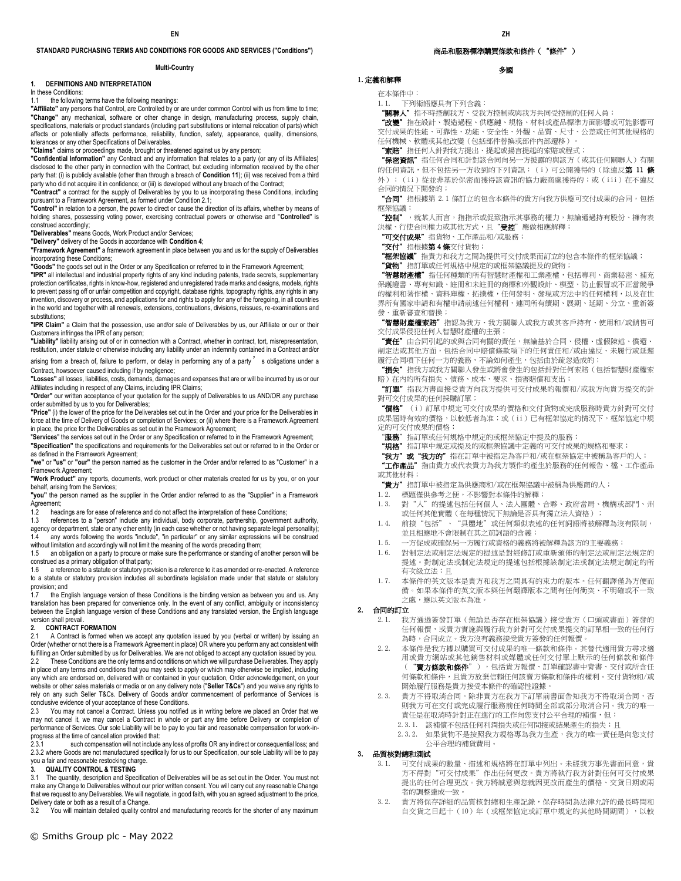# STANDARD PURCHASING TERMS AND CONDITIONS FOR GOODS AND SERVICES ("Conditions")

**Multi-Country**

## 1. DEFINITIONS AND INTERPRETATION

In these Conditions:

1.1 the following terms have the following meanings:

**"Affiliate"** any persons that Control, are Controlled by or are under common Control with us from time to time;

**"Change"** any mechanical, software or other change in design, manufacturing process, supply chain, specifications, materials or product standards (including part substitutions or internal relocation of parts) which affects or potentially affects performance, reliability, function, safety, appearance, quality, dimensions, tolerances or any other Specifications of Deliverables.

**"Claims"** claims or proceedings made, brought or threatened against us by any person;

**"Confidential Information"** any Contract and any information that relates to a party (or any of its Affiliates) disclosed to the other party in connection with the Contract, but excluding information received by the other party that: (i) is publicly available (other than through a breach of **Condition 11**); (ii) was received from a third party who did not acquire it in confidence; or (iii) is developed without any breach of the Contract;

**"Contract"** a contract for the supply of Deliverables by you to us incorporating these Conditions, including pursuant to a Framework Agreement, as formed under Condition 2.1;

**"Control"** in relation to a person, the power to direct or cause the direction of its affairs, whether by means of holding shares, possessing voting power, exercising contractual powers or otherwise and "**Controlled**" is construed accordingly;

**"Deliverables"** means Goods, Work Product and/or Services;

**"Delivery"** delivery of the Goods in accordance with **Condition 4**;

**"Framework Agreement"** a framework agreement in place between you and us for the supply of Deliverables incorporating these Conditions;

**"Goods"** the goods set out in the Order or any Specification or referred to in the Framework Agreement;

**"IPR"** all intellectual and industrial property rights of any kind including patents, trade secrets, supplementary protection certificates, rights in know-how, registered and unregistered trade marks and designs, models, rights to prevent passing off or unfair competition and copyright, database rights, topography rights, any rights in any invention, discovery or process, and applications for and rights to apply for any of the foregoing, in all countries in the world and together with all renewals, extensions, continuations, divisions, reissues, re-examinations and substitutions;

**"IPR Claim"** a Claim that the possession, use and/or sale of Deliverables by us, our Affiliate or our or their Customers infringes the IPR of any person;

**"Liability"** liability arising out of or in connection with a Contract, whether in contract, tort, misrepresentation, restitution, under statute or otherwise including any liability under an indemnity contained in a Contract and/or arising from a breach of, failure to perform, or delay in performing any of a party's obligations under a Contract, howsoever caused including if by negligence;

**"Losses"** all losses, liabilities, costs, demands, damages and expenses that are or will be incurred by us or our Affiliates including in respect of any Claims, including IPR Claims;

**"Order"** our written acceptance of your quotation for the supply of Deliverables to us AND/OR any purchase order submitted by us to you for Deliverables;

**"Price"** (i) the lower of the price for the Deliverables set out in the Order and your price for the Deliverables in force at the time of Delivery of Goods or completion of Services; or (ii) where there is a Framework Agreement in place, the price for the Deliverables as set out in the Framework Agreement;

**"Services"** the services set out in the Order or any Specification or referred to in the Framework Agreement;

**"Specification"** the specifications and requirements for the Deliverables set out or referred to in the Order or as defined in the Framework Agreement;

**"we"** or **"us"** or **"our"** the person named as the customer in the Order and/or referred to as "Customer" in a Framework Agreement;

**"Work Product"** any reports, documents, work product or other materials created for us by you, or on your behalf, arising from the Services;

**"you"** the person named as the supplier in the Order and/or referred to as the "Supplier" in a Framework Agreement;

1.2 headings are for ease of reference and do not affect the interpretation of these Conditions;

1.3 references to a "person" include any individual, body corporate, partnership, government authority, agency or department, state or any other entity (in each case whether or not having separate legal personality);

1.4 any words following the words "include", "in particular" or any similar expressions will be construed without limitation and accordingly will not limit the meaning of the words preceding them;

1.5 an obligation on a party to procure or make sure the performance or standing of another person will be construed as a primary obligation of that party;

1.6 a reference to a statute or statutory provision is a reference to it as amended or re-enacted. A reference to a statute or statutory provision includes all subordinate legislation made under that statute or statutory provision; and

1.7 the English language version of these Conditions is the binding version as between you and us. Any translation has been prepared for convenience only. In the event of any conflict, ambiguity or inconsistency between the English language version of these Conditions and any translated version, the English language version shall prevail.

## 2. CONTRACT FORMATION

2.1 A Contract is formed when we accept any quotation issued by you (verbal or written) by issuing an Order (whether or not there is a Framework Agreement in place) OR where you perform any act consistent with fulfilling an Order submitted by us for Deliverables. We are not obliged to accept any quotation issued by you.

2.2 These Conditions are the only terms and conditions on which we will purchase Deliverables. They apply in place of any terms and conditions that you may seek to apply or which may otherwise be implied, including any which are endorsed on, delivered with or contained in your quotation, Order acknowledgement, on your website or other sales materials or media or on any delivery note ("**Seller T&Cs**") and you waive any rights to rely on any such Seller T&Cs. Delivery of Goods and/or commencement of performance of Services is conclusive evidence of your acceptance of these Conditions.

2.3 You may not cancel a Contract. Unless you notified us in writing before we placed an Order that we may not cancel it, we may cancel a Contract in whole or part any time before Delivery or completion of performance of Services. Our sole Liability will be to pay to you fair and reasonable compensation for work-in-progress at the time of cancellation provided that:

2.3.1 such compensation will not include any loss of profits OR any indirect or consequential loss; and

2.3.2 where Goods are not manufactured specifically for us to our Specification, our sole Liability will be to pay you a fair and reasonable restocking charge.

## 3. QUALITY CONTROL & TESTING

3.1 The quantity, description and Specification of Deliverables will be as set out in the Order. You must not make any Change to Deliverables without our prior written consent. You will carry out any reasonable Change that we request to any Deliverables. We will negotiate, in good faith, with you an agreed adjustment to the price, Delivery date or both as a result of a Change.

3.2 You will maintain detailed quality control and manufacturing records for the shorter of any maximum

# 商品和服務標準購買條款和條件（“條件”）

**多國**

## 1. 定義和解釋

在本條件中：

1.1. 下列術語應具有下列含義：

**“關聯人”**指不時控制我方、受我方控制或與我方共同受控制的任何人員；

**“改變”**指在設計、製造過程、供應鏈、規格、材料或產品標準方面影響或可能影響可交付成果的性能、可靠性、功能、安全性、外觀、品質、尺寸、公差或任何其他規格的任何機械、軟體或其他改變（包括部件替換或部件內部遷移）。

**“索賠”**指任何人針對我方提出、提起或揚言提起的索賠或程式；

**“保密資訊”**指任何合同和針對該合同向另一方披露的與該方（或其任何關聯人）有關的任何資訊，但不包括另一方收到的下列資訊：（i）可公開獲得的（除違反**第 11 條**外）；（ii）從並非基於保密而獲得該資訊的協力廠商處獲得的；或（iii）在不違反合同的情況下開發的；

**“合同”**指根據第 2.1 條訂立的包含本條件的貴方向我方供應可交付成果的合同，包括框架協議；

**“控制”**，就某人而言，指指示或促致指示其事務的權力，無論通過持有股份、擁有表決權、行使合同權力或其他方式，且“**受控**”應做相應解釋；

**“可交付成果”**指貨物、工作產品和/或服務；

**“交付”**指根據**第 4 條**交付貨物；

**“框架協議”**指貴方和我方之間為提供可交付成果而訂立的包含本條件的框架協議；

**“貨物”**指訂單或任何規格中規定的或框架協議提及的貨物；

**“智慧財產權”**指任何種類的所有智慧財產權和工業產權，包括專利、商業秘密、補充保護證書、專有知識、註冊和未註冊的商標和外觀設計、模型、防止假冒或不正當競爭的權利和著作權、資料庫權、拓撲權，任何發明、發現或方法中的任何權利，以及在世界所有國家申請和有權申請前述任何權利，連同所有續期、展期、延期、分立、重新簽發、重新審查和替換；

**“智慧財產權索賠”**指認為我方、我方關聯人或我方或其客戶持有、使用和/或銷售可交付成果侵犯任何人智慧財產權的主張；

**“責任”**由合同引起的或與合同有關的責任，無論基於合同、侵權、虛假陳述、償還、制定法或其他方面，包括合同中賠償條款項下的任何責任和/或由違反、未履行或延遲履行合同項下任何一方的義務，不論如何產生，包括由於疏忽造成的；

**“損失”**指我方或我方關聯人發生或將會發生的包括針對任何索賠（包括智慧財產權索賠）在內的所有損失、債務、成本、要求、損害賠償和支出；

**“訂單”**指我方書面接受貴方向我方提供可交付成果的報價和/或我方向貴方提交的針對可交付成果的任何採購訂單；

**“價格”**（i）訂單中規定可交付成果的價格和交付貨物或完成服務時貴方針對可交付成果屆時有效的價格，以較低者為准；或（ii）已有框架協定的情況下，框架協定中規定的可交付成果的價格；

**“服務”**指訂單或任何規格中規定的或框架協定中提及的服務；

**“規格”**指訂單中規定或提及的或框架協議中定義的可交付成果的規格和要求；

**“我方”或“我方的”**指在訂單中被指定為客戶和/或在框架協定中被稱為客戶的人；

**“工作產品”**指由貴方或代表貴方為我方製作的產生於服務的任何報告、檔、工作產品或其他材料；

**“貴方”**指訂單中被指定為供應商和/或在框架協議中被稱為供應商的人；

1.2. 標題僅供參考之便，不影響對本條件的解釋；

1.3. 對“人”的提述包括任何個人、法人團體、合夥、政府當局、機構或部門、州或任何其他實體（在每種情況下無論是否具有獨立法人資格）；

1.4. 前接“包括”、“具體地”或任何類似表述的任何詞語將被解釋為沒有限制，並且相應地不會限制在其之前詞語的含義；

1.5. 一方促成或確保另一方履行或資格的義務將被解釋為該方的主要義務；

1.6. 對制定法或制定法規定的提述是對經修訂或重新頒佈的制定法或制定法規定的提述。對制定法或制定法規定的提述包括根據該制定法或制定法規定制定的所有次級立法；且

1.7. 本條件的英文版本是貴方和我方之間具有約束力的版本。任何翻譯僅為方便而備。如果本條件的英文版本與任何翻譯版本之間有任何衝突、不明確或不一致之處，應以英文版本為准。

## 2. 合同的訂立

2.1. 我方通過簽發訂單（無論是否存在框架協議）接受貴方（口頭或書面）簽發的任何報價，或貴方實施與履行我方針對可交付成果提交的訂單相一致的任何行為時，合同成立。我方沒有義務接受貴方簽發的任何報價。

2.2. 本條件是我方據以購買可交付成果的唯一條款和條件。其替代適用貴方尋求適用或貴方網站或其他銷售材料或媒體或任何交付單上默示的任何條款和條件（“**賣方條款和條件**”），包括貴方報價、訂單確認書中背書、交付或所含任何條款和條件，且貴方放棄信賴任何該賣方條款和條件的權利。交付貨物和/或開始履行服務是貴方接受本條件的確認性證據。

2.3. 貴方不得取消合同。除非貴方在我方下訂單前書面告知我方不得取消合同，否則我方可在交付或完成履行服務前任何時間全部或部分取消合同。我方的唯一責任是在取消時針對正在進行的工作向您支付公平合理的補償，但：

2.3.1. 該補償不包括任何利潤損失或任何間接或結果產生的損失；且

2.3.2. 如果貨物不是按照我方規格專為我方生產，我方的唯一責任是向您支付公平合理的補貨費用。

## 3. 品質核對總和測試

3.1. 可交付成果的數量、描述和規格將在訂單中列出。未經我方事先書面同意，貴方不得對“可交付成果”作出任何更改。貴方將執行我方針對任何可交付成果提出的任何合理更改。我方將誠意與您就因更改而產生的價格、交貨日期或兩者的調整達成一致。

3.2. 貴方將保存詳細的品質核對總和生產記錄，保存時間為法律允許的最長時間和自交貨之日起十（10）年（或框架協定或訂單中規定的其他時間期間），以較

© Smiths Group plc - May 2022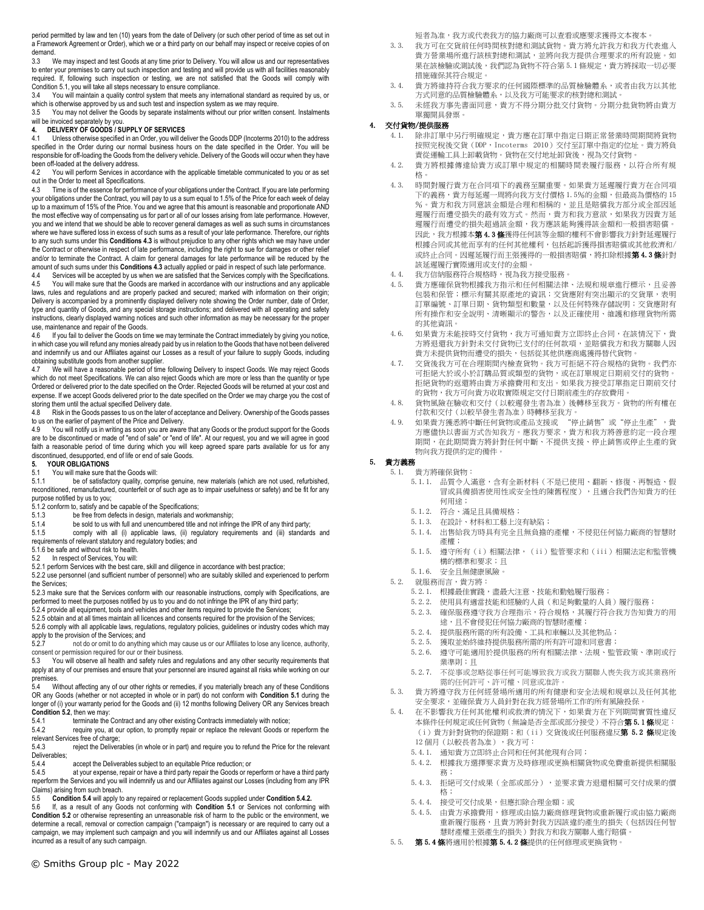period permitted by law and ten (10) years from the date of Delivery (or such other period of time as set out in a Framework Agreement or Order), which we or a third party on our behalf may inspect or receive copies of on demand.

3.3 We may inspect and test Goods at any time prior to Delivery. You will allow us and our representatives to enter your premises to carry out such inspection and testing and will provide us with all facilities reasonably required. If, following such inspection or testing, we are not satisfied that the Goods will comply with Condition 5.1, you will take all steps necessary to ensure compliance.

3.4 You will maintain a quality control system that meets any international standard as required by us, or which is otherwise approved by us and such test and inspection system as we may require.

3.5 You may not deliver the Goods by separate instalments without our prior written consent. Instalments will be invoiced separately by you.

## 4. DELIVERY OF GOODS / SUPPLY OF SERVICES

4.1 Unless otherwise specified in an Order, you will deliver the Goods DDP (Incoterms 2010) to the address specified in the Order during our normal business hours on the date specified in the Order. You will be responsible for off-loading the Goods from the delivery vehicle. Delivery of the Goods will occur when they have been off-loaded at the delivery address.

4.2 You will perform Services in accordance with the applicable timetable communicated to you or as set out in the Order to meet all Specifications.

4.3 Time is of the essence for performance of your obligations under the Contract. If you are late performing your obligations under the Contract, you will pay to us a sum equal to 1.5% of the Price for each week of delay up to a maximum of 15% of the Price. You and we agree that this amount is reasonable and proportionate AND the most effective way of compensating us for part or all of our losses arising from late performance. However, you and we intend that we should be able to recover general damages as well as such sums in circumstances where we have suffered loss in excess of such sums as a result of your late performance. Therefore, our rights to any such sums under this **Conditions 4.3** is without prejudice to any other rights which we may have under the Contract or otherwise in respect of late performance, including the right to sue for damages or other relief and/or to terminate the Contract. A claim for general damages for late performance will be reduced by the amount of such sums under this **Conditions 4.3** actually applied or paid in respect of such late performance.

4.4 Services will be accepted by us when we are satisfied that the Services comply with the Specifications.

4.5 You will make sure that the Goods are marked in accordance with our instructions and any applicable laws, rules and regulations and are properly packed and secured; marked with information on their origin; Delivery is accompanied by a prominently displayed delivery note showing the Order number, date of Order, type and quantity of Goods, and any special storage instructions; and delivered with all operating and safety instructions, clearly displayed warning notices and such other information as may be necessary for the proper use, maintenance and repair of the Goods.

4.6 If you fail to deliver the Goods on time we may terminate the Contract immediately by giving you notice, in which case you will refund any monies already paid by us in relation to the Goods that have not been delivered and indemnify us and our Affiliates against our Losses as a result of your failure to supply Goods, including obtaining substitute goods from another supplier.

4.7 We will have a reasonable period of time following Delivery to inspect Goods. We may reject Goods which do not meet Specifications. We can also reject Goods which are more or less than the quantity or type Ordered or delivered prior to the date specified on the Order. Rejected Goods will be returned at your cost and expense. If we accept Goods delivered prior to the date specified on the Order we may charge you the cost of storing them until the actual specified Delivery date.

4.8 Risk in the Goods passes to us on the later of acceptance and Delivery. Ownership of the Goods passes to us on the earlier of payment of the Price and Delivery.

4.9 You will notify us in writing as soon you are aware that any Goods or the product support for the Goods are to be discontinued or made of "end of sale" or "end of life". At our request, you and we will agree in good faith a reasonable period of time during which you will keep agreed spare parts available for us for any discontinued, desupported, end of life or end of sale Goods.

## 5. YOUR OBLIGATIONS

5.1 You will make sure that the Goods will:

5.1.1 be of satisfactory quality, comprise genuine, new materials (which are not used, refurbished, reconditioned, remanufactured, counterfeit or of such age as to impair usefulness or safety) and be fit for any purpose notified by us to you;

5.1.2 conform to, satisfy and be capable of the Specifications;

5.1.3 be free from defects in design, materials and workmanship;

5.1.4 be sold to us with full and unencumbered title and not infringe the IPR of any third party;

5.1.5 comply with all (i) applicable laws, (ii) regulatory requirements and (iii) standards and requirements of relevant statutory and regulatory bodies; and

5.1.6 be safe and without risk to health.

5.2 In respect of Services, You will:

5.2.1 perform Services with the best care, skill and diligence in accordance with best practice;

5.2.2 use personnel (and sufficient number of personnel) who are suitably skilled and experienced to perform the Services;

5.2.3 make sure that the Services conform with our reasonable instructions, comply with Specifications, are performed to meet the purposes notified by us to you and do not infringe the IPR of any third party;

5.2.4 provide all equipment, tools and vehicles and other items required to provide the Services;

5.2.5 obtain and at all times maintain all licences and consents required for the provision of the Services;

5.2.6 comply with all applicable laws, regulations, regulatory policies, guidelines or industry codes which may apply to the provision of the Services; and

5.2.7 not do or omit to do anything which may cause us or our Affiliates to lose any licence, authority, consent or permission required for our or their business.

5.3 You will observe all health and safety rules and regulations and any other security requirements that apply at any of our premises and ensure that your personnel are insured against all risks while working on our premises.

5.4 Without affecting any of our other rights or remedies, if you materially breach any of these Conditions OR any Goods (whether or not accepted in whole or in part) do not conform with **Condition 5.1** during the longer of (i) your warranty period for the Goods and (ii) 12 months following Delivery OR any Services breach **Condition 5.2**, then we may:

5.4.1 terminate the Contract and any other existing Contracts immediately with notice;

5.4.2 require you, at our option, to promptly repair or replace the relevant Goods or reperform the relevant Services free of charge;

5.4.3 reject the Deliverables (in whole or in part) and require you to refund the Price for the relevant Deliverables;

5.4.4 accept the Deliverables subject to an equitable Price reduction; or

5.4.5 at your expense, repair or have a third party repair the Goods or reperform or have a third party reperform the Services and you will indemnify us and our Affiliates against our Losses (including from any IPR Claims) arising from such breach.

5.5 **Condition 5.4** will apply to any repaired or replacement Goods supplied under **Condition 5.4.2.**

5.6 If, as a result of any Goods not conforming with **Condition 5.1** or Services not conforming with **Condition 5.2** or otherwise representing an unreasonable risk of harm to the public or the environment, we determine a recall, removal or correction campaign ("campaign") is necessary or are required to carry out a campaign, we may implement such campaign and you will indemnify us and our Affiliates against all Losses incurred as a result of any such campaign.

短者為準，我方或代表我方的協力廠商可以查看或應要求獲得文本複本。

3.3. 我方可在交貨前任何時間核對總和測試貨物。貴方將允許我方和我方代表進入貴方營業場所進行該核對總和測試，並將向我方提供合理要求的所有設施。如果在該檢驗或測試後，我們認為貨物不符合第 5.1 條規定，貴方將採取一切必要措施確保其符合規定。

3.4. 貴方將維持符合我方要求的任何國際標準的品質檢驗體系，或者由我方以其他方式同意的品質檢驗體系，以及我方可能要求的核對總和測試。

3.5. 未經我方事先書面同意，貴方不得分期分批交付貨物。分期分批貨物將由貴方單獨開具發票。

## 4. 交付貨物/提供服務

4.1. 除非訂單中另行明確規定，貴方應在訂單中指定日期正常營業時間期間將貨物按照完稅後交貨（DDP，Incoterms 2010）交付至訂單中指定的位址。貴方將負責從運輸工具上卸載貨物。貨物在交付地址卸貨後，視為交付貨物。

4.2. 貴方將根據傳達給貴方或訂單中規定的相關時間表履行服務，以符合所有規格。

4.3. 時間對履行貴方在合同項下的義務至關重要。如果貴方延遲履行貴方在合同項下的義務，貴方每延遲一周將向我方支付價格 1.5%的金額，但最高為價格的 15%。貴方和我方同意該金額是合理和相稱的，並且是賠償我方部分或全部因延遲履行而遭受損失的最有效方式。然而，貴方和我方意欲，如果我方因貴方延遲履行而遭受的損失超過該金額，我方應該能夠獲得該金額和一般損害賠償。因此，我方根據本**第 4.3 條**獲得任何該等金額的權利不會影響我方針對延遲履行根據合同或其他而享有的任何其他權利，包括起訴獲得損害賠償或其他救濟和/或終止合同。因延遲履行而主張獲得的一般損害賠償，將扣除根據**第 4.3 條**針對該延遲履行實際適用或支付的金額。

4.4. 我方信納服務符合規格時，視為我方接受服務。

4.5. 貴方應確保貨物根據我方指示和任何相關法律、法規和規章進行標示，且妥善包裝和保管；標示有關其原產地的資訊；交貨應附有突出顯示的交貨單，表明訂單編號、訂單日期、貨物類型和數量，以及任何特殊存儲說明；交貨應附有所有操作和安全說明、清晰顯示的警告，以及正確使用、維護和修理貨物所需的其他資訊。

4.6. 如果貴方未能按時交付貨物，我方可通知貴方立即終止合同，在該情況下，貴方將退還我方針對未交付貨物已支付的任何款項，並賠償我方和我方關聯人因貴方未提供貨物而遭受的損失，包括從其他供應商處獲得替代貨物。

4.7. 交貨後我方可在合理期間內檢查貨物。我方可拒絕不符合規格的貨物。我們亦可拒絕大於或小於訂購品質或類型的貨物，或在訂單規定日期前交付的貨物。拒絕貨物的返還將由貴方承擔費用和支出。如果我方接受訂單指定日期前交付的貨物，我方可向貴方收取實際規定交付日期前產生的存放費用。

4.8. 貨物風險在驗收和交付（以較遲發生者為准）後轉移至我方。貨物的所有權在付款和交付（以較早發生者為准）時轉移至我方。

4.9. 如果貴方獲悉將中斷任何貨物或產品支援或 "停止銷售" 或 "停止生產"，貴方應儘快以書面方式告知我方。應我方要求，貴方和我方將善意約定一段合理期間，在此期間貴方將針對任何中斷、不提供支援、停止銷售或停止生產的貨物向我方提供約定的備件。

## 5. 貴方義務

5.1. 貴方將確保貨物：

5.1.1. 品質令人滿意，含有全新材料（不是已使用、翻新、修復、再製造、假冒或具備損害使用性或安全性的陳舊程度），且適合我們告知貴方的任何用途；

5.1.2. 符合、滿足且具備規格；

5.1.3. 在設計、材料和工藝上沒有缺陷；

5.1.4. 出售給我方時具有完全且無負擔的產權，不侵犯任何協力廠商的智慧財產權；

5.1.5. 遵守所有（i）相關法律，（ii）監管要求和（iii）相關法定和監管機構的標準和要求；且

5.1.6. 安全且無健康風險。

5.2. 就服務而言，貴方將：

5.2.1. 根據最佳實踐，盡最大注意、技能和勤勉履行服務；

5.2.2. 使用具有適當技能和經驗的人員（和足夠數量的人員）履行服務；

5.2.3. 確保服務遵守我方合理指示，符合規格，其履行符合我方告知貴方的用途，且不會侵犯任何協力廠商的智慧財產權；

5.2.4. 提供服務所需的所有設備、工具和車輛以及其他物品；

5.2.5. 獲取並始終維持提供服務所需的所有許可證和同意書；

5.2.6. 遵守可能適用於提供服務的所有相關法律、法規、監管政策、準則或行業準則；且

5.2.7. 不從事或忽略從事任何可能導致我方或我方關聯人喪失我方或其業務所需的任何許可、許可權、同意或准許。

5.3. 貴方將遵守我方任何經營場所適用的所有健康和安全法規和規章以及任何其他安全要求，並確保貴方人員針對在我方經營場所工作的所有風險投保。

5.4. 在不影響我方任何其他權利或救濟的情況下，如果貴方在下列期間實質性違反本條件任何規定或任何貨物（無論是否全部或部分接受）不符合**第 5.1 條**規定；（i）貴方針對貨物的保證期；和（ii）交貨後或任何服務違反**第 5.2 條**規定後 12 個月（以較長者為准），我方可：

5.4.1. 通知貴方立即終止合同和任何其他現有合同；

5.4.2. 根據我方選擇要求貴方及時修理或更換相關貨物或免費重新提供相關服務；

5.4.3. 拒絕可交付成果（全部或部分），並要求貴方退還相關可交付成果的價格；

5.4.4. 接受可交付成果，但應扣除合理金額；或

5.4.5. 由貴方承擔費用，修理或由協力廠商修理貨物或重新履行或由協力廠商重新履行服務，且貴方將針對我方因該違約產生的損失（包括因任何智慧財產權主張產生的損失）對我方和我方關聯人進行賠償。

5.5. **第 5.4 條**將適用於根據**第 5.4.2 條**提供的任何修理或更換貨物。

© Smiths Group plc - May 2022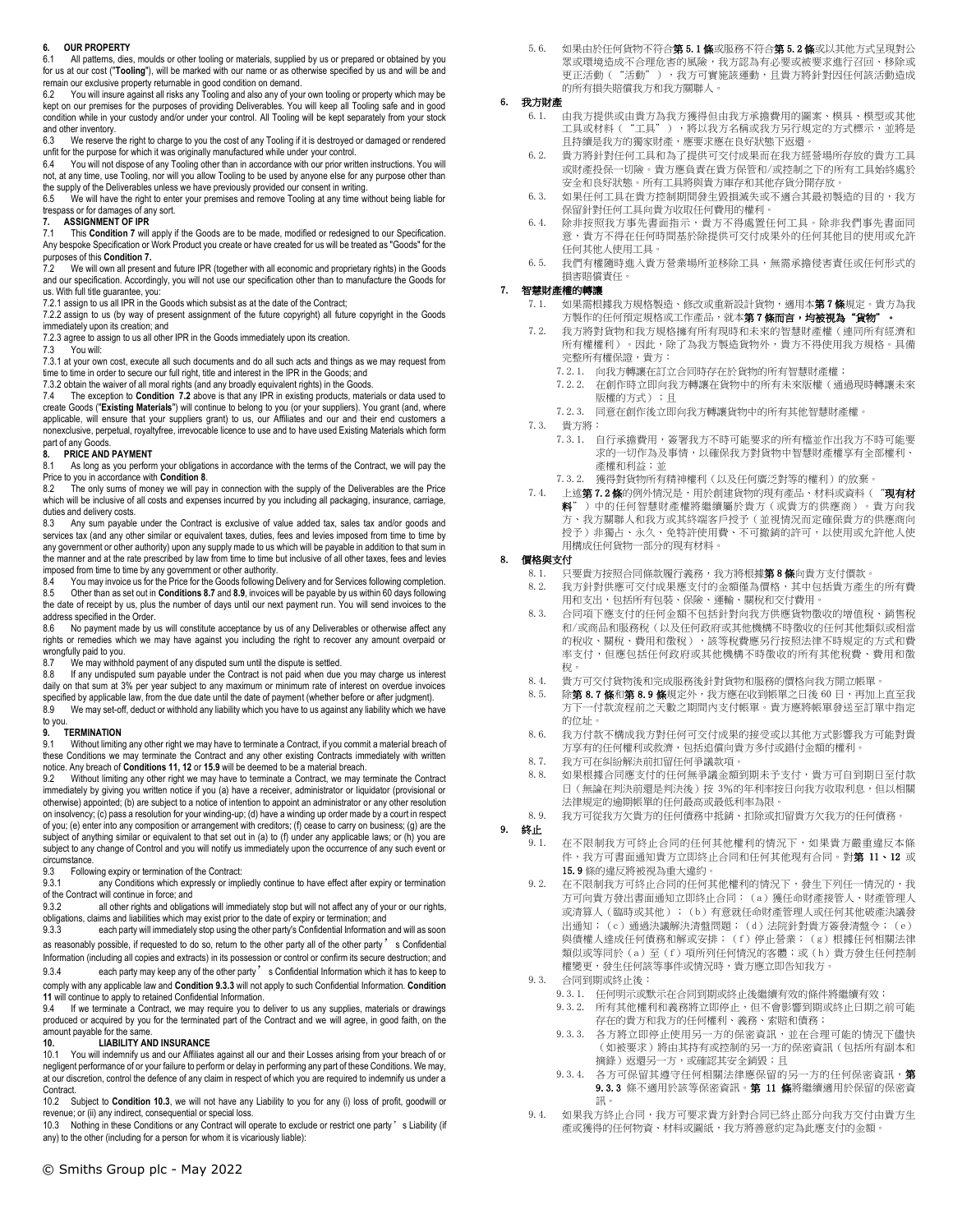## 6. OUR PROPERTY

6.1 All patterns, dies, moulds or other tooling or materials, supplied by us or prepared or obtained by you for us at our cost ("**Tooling**"), will be marked with our name or as otherwise specified by us and will be and remain our exclusive property returnable in good condition on demand.

6.2 You will insure against all risks any Tooling and also any of your own tooling or property which may be kept on our premises for the purposes of providing Deliverables. You will keep all Tooling safe and in good condition while in your custody and/or under your control. All Tooling will be kept separately from your stock and other inventory.

6.3 We reserve the right to charge to you the cost of any Tooling if it is destroyed or damaged or rendered unfit for the purpose for which it was originally manufactured while under your control.

6.4 You will not dispose of any Tooling other than in accordance with our prior written instructions. You will not, at any time, use Tooling, nor will you allow Tooling to be used by anyone else for any purpose other than the supply of the Deliverables unless we have previously provided our consent in writing.

6.5 We will have the right to enter your premises and remove Tooling at any time without being liable for trespass or for damages of any sort.

## 7. ASSIGNMENT OF IPR

7.1 This **Condition 7** will apply if the Goods are to be made, modified or redesigned to our Specification. Any bespoke Specification or Work Product you create or have created for us will be treated as "Goods" for the purposes of this **Condition 7.**

7.2 We will own all present and future IPR (together with all economic and proprietary rights) in the Goods and our specification. Accordingly, you will not use our specification other than to manufacture the Goods for us. With full title guarantee, you:

7.2.1 assign to us all IPR in the Goods which subsist as at the date of the Contract;

7.2.2 assign to us (by way of present assignment of the future copyright) all future copyright in the Goods immediately upon its creation; and

7.2.3 agree to assign to us all other IPR in the Goods immediately upon its creation.

7.3 You will:

7.3.1 at your own cost, execute all such documents and do all such acts and things as we may request from time to time in order to secure our full right, title and interest in the IPR in the Goods; and

7.3.2 obtain the waiver of all moral rights (and any broadly equivalent rights) in the Goods.

7.4 The exception to **Condition 7.2** above is that any IPR in existing products, materials or data used to create Goods ("**Existing Materials**") will continue to belong to you (or your suppliers). You grant (and, where applicable, will ensure that your suppliers grant) to us, our Affiliates and our and their end customers a nonexclusive, perpetual, royaltyfree, irrevocable licence to use and to have used Existing Materials which form part of any Goods.

## 8. PRICE AND PAYMENT

8.1 As long as you perform your obligations in accordance with the terms of the Contract, we will pay the Price to you in accordance with **Condition 8**.

8.2 The only sums of money we will pay in connection with the supply of the Deliverables are the Price which will be inclusive of all costs and expenses incurred by you including all packaging, insurance, carriage, duties and delivery costs.

8.3 Any sum payable under the Contract is exclusive of value added tax, sales tax and/or goods and services tax (and any other similar or equivalent taxes, duties, fees and levies imposed from time to time by any government or other authority) upon any supply made to us which will be payable in addition to that sum in the manner and at the rate prescribed by law from time to time but inclusive of all other taxes, fees and levies imposed from time to time by any government or other authority.

8.4 You may invoice us for the Price for the Goods following Delivery and for Services following completion.

8.5 Other than as set out in **Conditions 8.7** and **8.9**, invoices will be payable by us within 60 days following the date of receipt by us, plus the number of days until our next payment run. You will send invoices to the address specified in the Order.

8.6 No payment made by us will constitute acceptance by us of any Deliverables or otherwise affect any rights or remedies which we may have against you including the right to recover any amount overpaid or wrongfully paid to you.

8.7 We may withhold payment of any disputed sum until the dispute is settled.

8.8 If any undisputed sum payable under the Contract is not paid when due you may charge us interest daily on that sum at 3% per year subject to any maximum or minimum rate of interest on overdue invoices specified by applicable law, from the due date until the date of payment (whether before or after judgment).

8.9 We may set-off, deduct or withhold any liability which you have to us against any liability which we have to you.

## 9. TERMINATION

9.1 Without limiting any other right we may have to terminate a Contract, if you commit a material breach of these Conditions we may terminate the Contract and any other existing Contracts immediately with written notice. Any breach of **Conditions 11, 12** or **15.9** will be deemed to be a material breach.

9.2 Without limiting any other right we may have to terminate a Contract, we may terminate the Contract immediately by giving you written notice if you (a) have a receiver, administrator or liquidator (provisional or otherwise) appointed; (b) are subject to a notice of intention to appoint an administrator or any other resolution on insolvency; (c) pass a resolution for your winding-up; (d) have a winding up order made by a court in respect of you; (e) enter into any composition or arrangement with creditors; (f) cease to carry on business; (g) are the subject of anything similar or equivalent to that set out in (a) to (f) under any applicable laws; or (h) you are subject to any change of Control and you will notify us immediately upon the occurrence of any such event or circumstance.

9.3 Following expiry or termination of the Contract:

9.3.1 any Conditions which expressly or impliedly continue to have effect after expiry or termination of the Contract will continue in force; and

9.3.2 all other rights and obligations will immediately stop but will not affect any of your or our rights, obligations, claims and liabilities which may exist prior to the date of expiry or termination; and

9.3.3 each party will immediately stop using the other party's Confidential Information and will as soon as reasonably possible, if requested to do so, return to the other party all of the other party's Confidential Information (including all copies and extracts) in its possession or control or confirm its secure destruction; and

9.3.4 each party may keep any of the other party's Confidential Information which it has to keep to comply with any applicable law and **Condition 9.3.3** will not apply to such Confidential Information. **Condition 11** will continue to apply to retained Confidential Information.

9.4 If we terminate a Contract, we may require you to deliver to us any supplies, materials or drawings produced or acquired by you for the terminated part of the Contract and we will agree, in good faith, on the amount payable for the same.

## 10. LIABILITY AND INSURANCE

10.1 You will indemnify us and our Affiliates against all our and their Losses arising from your breach of or negligent performance of or your failure to perform or delay in performing any part of these Conditions. We may, at our discretion, control the defence of any claim in respect of which you are required to indemnify us under a Contract.

10.2 Subject to **Condition 10.3**, we will not have any Liability to you for any (i) loss of profit, goodwill or revenue; or (ii) any indirect, consequential or special loss.

10.3 Nothing in these Conditions or any Contract will operate to exclude or restrict one party's Liability (if any) to the other (including for a person for whom it is vicariously liable):

5.6. 如果由於任何貨物不符合**第 5.1 條**或服務不符合**第 5.2 條**或以其他方式呈現對公眾或環境造成不合理危害的風險，我方認為有必要或被要求進行召回、移除或更正活動（"活動"），我方可實施該運動，且貴方將針對因任何該活動造成的所有損失賠償我方和我方關聯人。

## 6. 我方財產

6.1. 由我方提供或由貴方為我方獲得但由我方承擔費用的圖案、模具、模型或其他工具或材料（"工具"），將以我方名稱或我方另行規定的方式標示，並將是且持續是我方的獨家財產，應要求應在良好狀態下返還。

6.2. 貴方將針對任何工具和為了提供可交付成果而在我方經營場所存放的貴方工具或財產投保一切險。貴方應負責在貴方保管和/或控制之下的所有工具始終處於安全和良好狀態。所有工具將與貴方庫存和其他存貨分開存放。

6.3. 如果任何工具在貴方控制期間發生毀損滅失或不適合其最初製造的目的，我方保留針對任何工具向貴方收取任何費用的權利。

6.4. 除非按照我方事先書面指示，貴方不得處置任何工具。除非我們事先書面同意，貴方不得在任何時間基於除提供可交付成果外的任何其他目的使用或允許任何其他人使用工具。

6.5. 我們有權隨時進入貴方營業場所並移除工具，無需承擔侵害責任或任何形式的損害賠償責任。

## 7. 智慧財產權的轉讓

7.1. 如果需根據我方規格製造、修改或重新設計貨物，適用本**第 7 條**規定。貴方為我方製作的任何預定規格或工作產品，就本**第 7 條而言，均被視為"貨物"。**

7.2. 我方將對貨物和我方規格擁有所有現時和未來的智慧財產權（連同所有經濟和所有權權利）。因此，除了為我方製造貨物外，貴方不得使用我方規格。具備完整所有權保證，貴方：

7.2.1. 向我方轉讓在訂立合同時存在於貨物的所有智慧財產權；

7.2.2. 在創作時立即向我方轉讓在貨物中的所有未來版權（通過現時轉讓未來版權的方式）；且

7.2.3. 同意在創作後立即向我方轉讓貨物中的所有其他智慧財產權。

7.3. 貴方將：

7.3.1. 自行承擔費用，簽署我方不時可能要求的所有檔並作出我方不時可能要求的一切作為及事情，以確保我方對貨物中智慧財產權享有全部權利、產權和利益；並

7.3.2. 獲得對貨物所有精神權利（以及任何廣泛對等的權利）的放棄。

7.4. 上述**第 7.2 條**的例外情況是，用於創建貨物的現有產品、材料或資料（"**現有材料**"）中的任何智慧財產權將繼續屬於貴方（或貴方的供應商）。貴方向我方、我方關聯人和我方或其終端客戶授予（並視情況而定確保貴方的供應商向授予）非獨占、永久、免特許使用費、不可撤銷的許可，以使用或允許他人使用構成任何貨物一部分的現有材料。

## 8. 價格與支付

8.1. 只要貴方按照合同條款履行義務，我方將根據**第 8 條**向貴方支付價款。

8.2. 我方針對供應可交付成果應支付的金額僅為價格，其中包括貴方產生的所有費用和支出，包括所有包裝、保險、運輸、關稅和交付費用。

8.3. 合同項下應支付的任何金額不包括針對向我方供應貨物徵收的增值稅、銷售稅和/或商品和服務稅（以及任何政府或其他機構不時徵收的任何其他類似或相當的稅收、關稅、費用和徵稅），該等稅費應另行按照法律不時規定的方式和費率支付，但應包括任何政府或其他機構不時徵收的所有其他稅費、費用和徵稅。

8.4. 貴方可交付貨物後和完成服務後針對貨物和服務的價格向我方開立帳單。

8.5. 除**第 8.7 條**和**第 8.9 條**規定外，我方應在收到帳單之日後 60 日，再加上直至我方下一付款流程前之天數之期間內支付帳單。貴方應將帳單發送至訂單中指定的位址。

8.6. 我方付款不構成我方對任何可交付成果的接受或以其他方式影響我方可能對貴方享有的任何權利或救濟，包括追償向貴方多付或錯付金額的權利。

8.7. 我方可在糾紛解決前扣留任何爭議款項。

8.8. 如果根據合同應支付的任何無爭議金額到期未予支付，貴方可自到期日至付款日（無論在判決前還是判決後）按 3%的年利率按日向我方收取利息，但以相關法律規定的逾期帳單的任何最高或最低利率為限。

8.9. 我方可從我方欠貴方的債務中抵銷、扣除或扣留貴方欠我方的任何債務。

## 9. 終止

9.1. 在不限制我方可終止合同的任何其他權利的情況下，如果貴方嚴重違反本條件，我方可書面通知貴方立即終止合同和任何其他現有合同。對**第 11、12** 或 **15.9** 條的違反將被視為重大違約。

9.2. 在不限制我方可終止合同的任何其他權利的情況下，發生下列任一情況的，我方可向貴方發出書面通知立即終止合同：（a）獲任命財產接管人、財產管理人或清算人（臨時或其他）；（b）有意就任命財產管理人或任何其他破產決議發出通知；（c）通過決議解決清盤問題；（d）法院針對貴方簽發清盤令；（e）與債權人達成任何債務和解或安排；（f）停止營業；（g）根據任何相關法律類似或等同於（a）至（f）項所列任何情況的客體；或（h）貴方發生任何控制權變更，發生任何該等事件或情況時，貴方應立即告知我方。

9.3. 合同到期或終止後：

9.3.1. 任何明示或默示在合同到期或終止後繼續有效的條件將繼續有效；

9.3.2. 所有其他權利和義務將立即停止，但不會影響到期或終止日期之前可能存在的貴方和我方的任何權利、義務、索賠和債務；

9.3.3. 各方將立即停止使用另一方的保密資訊，並在合理可能的情況下儘快（如被要求）將由其持有或控制的另一方的保密資訊（包括所有副本和摘錄）返還另一方，或確認其安全銷毀；且

9.3.4. 各方可保留其遵守任何相關法律應保留的另一方的任何保密資訊，**第 9.3.3** 條不適用於該等保密資訊。**第 11 條**將繼續適用於保留的保密資訊。

9.4. 如果我方終止合同，我方可要求貴方針對合同已終止部分向我方交付由貴方生產或獲得的任何物資、材料或圖紙，我方將善意約定為此應支付的金額。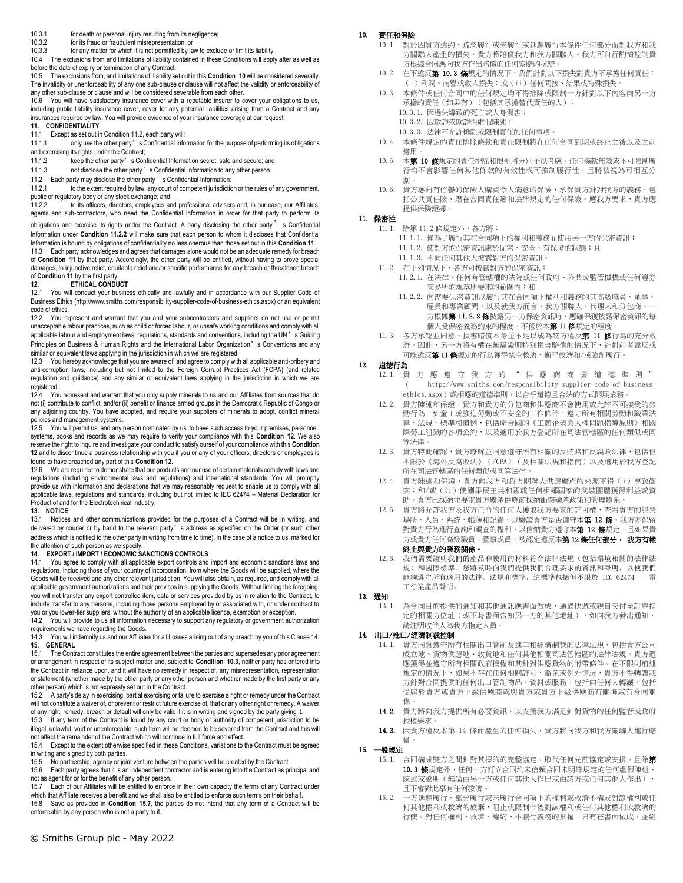10.3.1 for death or personal injury resulting from its negligence;

10.3.2 for its fraud or fraudulent misrepresentation; or

10.3.3 for any matter for which it is not permitted by law to exclude or limit its liability.

10.4 The exclusions from and limitations of liability contained in these Conditions will apply after as well as before the date of expiry or termination of any Contract.

10.5 The exclusions from, and limitations of, liability set out in this **Condition 10** will be considered severally. The invalidity or unenforceability of any one sub-clause or clause will not affect the validity or enforceability of any other sub-clause or clause and will be considered severable from each other.

10.6 You will have satisfactory insurance cover with a reputable insurer to cover your obligations to us, including public liability insurance cover, cover for any potential liabilities arising from a Contract and any insurances required by law. You will provide evidence of your insurance coverage at our request.

**11. CONFIDENTIALITY**

11.1 Except as set out in Condition 11.2, each party will:

11.1.1 only use the other party's Confidential Information for the purpose of performing its obligations and exercising its rights under the Contract;

11.1.2 keep the other party's Confidential Information secret, safe and secure; and

11.1.3 not disclose the other party's Confidential Information to any other person.

11.2 Each party may disclose the other party's Confidential Information:

11.2.1 to the extent required by law, any court of competent jurisdiction or the rules of any government, public or regulatory body or any stock exchange; and

11.2.2 to its officers, directors, employees and professional advisers and, in our case, our Affiliates, agents and sub-contractors, who need the Confidential Information in order for that party to perform its obligations and exercise its rights under the Contract. A party disclosing the other party's Confidential Information under **Condition 11.2.2** will make sure that each person to whom it discloses that Confidential Information is bound by obligations of confidentiality no less onerous than those set out in this **Condition 11**.

11.3 Each party acknowledges and agrees that damages alone would not be an adequate remedy for breach of **Condition 11** by that party. Accordingly, the other party will be entitled, without having to prove special damages, to injunctive relief, equitable relief and/or specific performance for any breach or threatened breach of **Condition 11** by the first party.

**12. ETHICAL CONDUCT**

12.1 You will conduct your business ethically and lawfully and in accordance with our Supplier Code of Business Ethics (http://www.smiths.com/responsibility-supplier-code-of-business-ethics.aspx) or an equivalent code of ethics.

12.2 You represent and warrant that you and your subcontractors and suppliers do not use or permit unacceptable labour practices, such as child or forced labour, or unsafe working conditions and comply with all applicable labour and employment laws, regulations, standards and conventions, including the UN's Guiding Principles on Business & Human Rights and the International Labor Organization's Conventions and any similar or equivalent laws applying in the jurisdiction in which we are registered.

12.3 You hereby acknowledge that you are aware of, and agree to comply with all applicable anti-bribery and anti-corruption laws, including but not limited to the Foreign Corrupt Practices Act (FCPA) (and related regulation and guidance) and any similar or equivalent laws applying in the jurisdiction in which we are registered.

12.4 You represent and warrant that you only supply minerals to us and our Affiliates from sources that do not (i) contribute to conflict; and/or (ii) benefit or finance armed groups in the Democratic Republic of Congo or any adjoining country. You have adopted, and require your suppliers of minerals to adopt, conflict mineral policies and management systems.

12.5 You will permit us, and any person nominated by us, to have such access to your premises, personnel, systems, books and records as we may require to verify your compliance with this **Condition 12**. We also reserve the right to inquire and investigate your conduct to satisfy ourself of your compliance with this **Condition 12** and to discontinue a business relationship with you if you or any of your officers, directors or employees is found to have breached any part of this **Condition 12.**

12.6 We are required to demonstrate that our products and our use of certain materials comply with laws and regulations (including environmental laws and regulations) and international standards. You will promptly provide us with information and declarations that we may reasonably request to enable us to comply with all applicable laws, regulations and standards, including but not limited to IEC 62474 – Material Declaration for Product of and for the Electrotechnical Industry.

**13. NOTICE**

13.1 Notices and other communications provided for the purposes of a Contract will be in writing, and delivered by courier or by hand to the relevant party's address as specified on the Order (or such other address which is notified to the other party in writing from time to time), in the case of a notice to us, marked for the attention of such person as we specify.

**14. EXPORT / IMPORT / ECONOMIC SANCTIONS CONTROLS**

14.1 You agree to comply with all applicable export controls and import and economic sanctions laws and regulations, including those of your country of incorporation, from where the Goods will be supplied, where the Goods will be received and any other relevant jurisdiction. You will also obtain, as required, and comply with all applicable government authorizations and their provisos in supplying the Goods. Without limiting the foregoing, you will not transfer any export controlled item, data or services provided by us in relation to the Contract, to include transfer to any persons, including those persons employed by or associated with, or under contract to you or you lower-tier suppliers, without the authority of an applicable licence, exemption or exception.

14.2 You will provide to us all information necessary to support any regulatory or government authorization requirements we have regarding the Goods.

14.3 You will indemnify us and our Affiliates for all Losses arising out of any breach by you of this Clause 14.

**15. GENERAL**

15.1 The Contract constitutes the entire agreement between the parties and supersedes any prior agreement or arrangement in respect of its subject matter and, subject to **Condition 10.3**, neither party has entered into the Contract in reliance upon, and it will have no remedy in respect of, any misrepresentation, representation or statement (whether made by the other party or any other person and whether made by the first party or any other person) which is not expressly set out in the Contract.

15.2 A party's delay in exercising, partial exercising or failure to exercise a right or remedy under the Contract will not constitute a waiver of, or prevent or restrict future exercise of, that or any other right or remedy. A waiver of any right, remedy, breach or default will only be valid if it is in writing and signed by the party giving it.

15.3 If any term of the Contract is found by any court or body or authority of competent jurisdiction to be illegal, unlawful, void or unenforceable, such term will be deemed to be severed from the Contract and this will not affect the remainder of the Contract which will continue in full force and effect.

15.4 Except to the extent otherwise specified in these Conditions, variations to the Contract must be agreed in writing and signed by both parties.

15.5 No partnership, agency or joint venture between the parties will be created by the Contract.

15.6 Each party agrees that it is an independent contractor and is entering into the Contract as principal and not as agent for or for the benefit of any other person.

15.7 Each of our Affiliates will be entitled to enforce in their own capacity the terms of any Contract under which that Affiliate receives a benefit and we shall also be entitled to enforce such terms on their behalf.

15.8 Save as provided in **Condition 15.7**, the parties do not intend that any term of a Contract will be enforceable by any person who is not a party to it.

**10. 責任和保險**

10.1. 對於因貴方違約、疏忽履行或未履行或延遲履行本條件任何部分而對我方和我方關聯人產生的損失，貴方將賠償我方和我方關聯人。我方可自行酌情控制貴方根據合同應向我方作出賠償的任何索賠的抗辯。

10.2. 在不違反**第 10.3 條**規定的情況下，我們針對以下損失對貴方不承擔任何責任：（i）利潤、商譽或收入損失；或（ii）任何間接、結果或特殊損失。

10.3. 本條件或任何合同中的任何規定均不得排除或限制一方針對以下內容向另一方承擔的責任（如果有）（包括其承擔替代責任的人）；

10.3.1. 因過失導致的死亡或人身傷害；

10.3.2. 因欺詐或欺詐性虛假陳述；

10.3.3. 法律不允許排除或限制責任的任何事項。

10.4. 本條件規定的責任排除條款和責任限制將在任何合同到期或終止之後以及之前適用。

10.5. 本**第 10 條**規定的責任排除和限制將分別予以考慮。任何條款無效或不可強制履行均不會影響任何其他條款的有效性或可強制履行性，且將被視為可相互分割。

10.6. 貴方應向有信譽的保險人購買令人滿意的保險，承保貴方針對我方的義務，包括公共責任險、潛在合同責任險和法律規定的任何保險。應我方要求，貴方應提供保險證據。

**11. 保密性**

11.1. 除第 11.2 條規定外，各方將：

11.1.1. 僅為了履行其在合同項下的權利和義務而使用另一方的保密資訊；

11.1.2. 使對方的保密資訊處於保密、安全、有保障的狀態；且

11.1.3. 不向任何其他人披露對方的保密資訊。

11.2. 在下列情況下，各方可披露對方的保密資訊：

11.2.1. 在法律、任何有管轄權的法院或任何政府、公共或監管機構或任何證券交易所的規章所要求的範圍內；和

11.2.2. 向需要保密資訊以履行其在合同項下權利和義務的其高級職員、董事、雇員和專業顧問，以及就我方而言，我方關聯人、代理人和分包商。一方根據**第 11.2.2 條**披露另一方保密資訊時，應確保獲披露保密資訊的每個人受保密義務約束的程度，不低於本**第 11 條**規定的程度。

11.3. 各方承認並同意，損害賠償本身並不足以成為該方違反**第 11 條**行為的充分救濟。因此，另一方將有權在無需證明特別損害賠償的情況下，針對前者違反或可能違反**第 11 條**規定的行為獲得禁令救濟、衡平救濟和/或強制履行。

**12. 道德行為**

12.1. 貴方應遵守我方的"供應商商業道德準則"（http://www.smiths.com/responsibility-supplier-code-of-business-ethics.aspx）或相應的道德準則，以合乎道德且合法的方式開展業務。

12.2. 貴方陳述和保證，貴方和貴方的分包商和供應商不會使用或允許不可接受的勞動行為，如童工或強迫勞動或不安全的工作條件，遵守所有相關勞動和職業法律、法規、標準和慣例，包括聯合國的《工商企業與人權問題指導原則》和國際勞工組織的各項公約，以及適用於我方登記所在司法管轄區的任何類似或同等法律。

12.3. 貴方特此確認，貴方瞭解並同意遵守所有相關的反賄賂和反腐敗法律，包括但不限於《海外反腐敗法》（FCPA）（及相關法規和指南）以及適用於我方登記所在司法管轄區的任何類似或同等法律。

12.4. 貴方陳述和保證，貴方向我方和我方關聯人供應礦產的來源不得（i）導致衝突；和/或（ii）使剛果民主共和國或任何相鄰國家的武裝團體獲得利益或資助。貴方已採納並要求貴方礦產供應商採納衝突礦產政策和管理體系。

12.5. 貴方將允許我方及我方任命的任何人獲取我方要求的許可權，查看貴方的經營場所、人員、系統、帳簿和記錄，以驗證貴方是否遵守本**第 12 條**。我方亦保留對貴方行為進行查詢和調查的權利，以信納貴方遵守本**第 12 條**規定，且如果貴方或貴方任何高級職員、董事或員工被認定違反本**第 12 條任何部分， 我方有權終止與貴方的業務關係。**

12.6. 我們需要證明我們的產品和使用的材料符合法律法規（包括環境相關的法律法規）和國際標準。您將及時向我們提供我們合理要求的資訊和聲明，以使我們能夠遵守所有適用的法律、法規和標準，這些標準包括但不限於 IEC 62474 – 電工行業產品聲明。

**13. 通知**

13.1. 為合同目的提供的通知和其他通訊應書面做成，通過快遞或親自交付至訂單指定的相關方位址（或不時書面告知另一方的其他地址），如向我方發出通知，請注明收件人為我方指定人員。

**14. 出口/進口/經濟制裁控制**

14.1. 貴方同意遵守所有相關出口管制及進口和經濟制裁的法律法規，包括貴方公司成立地、貨物供應地、收貨地和任何其他相關司法管轄區的法律法規。貴方還應獲得並遵守所有相關政府授權和其針對供應貨物的附帶條件。在不限制前述規定的情況下，如果不存在任何相關許可、豁免或例外情況，貴方不得轉讓我方針對合同提供的任何出口管制物品、資料或服務，包括向任何人轉讓，包括受雇於貴方或貴方下級供應商或與貴方或貴方下級供應商有關聯或有合同關係。

**14.2.** 貴方將向我方提供所有必要資訊，以支援我方滿足針對貨物的任何監管或政府授權要求。

**14.3.** 因貴方違反本第 14 條而產生的任何損失，貴方將向我方和我方關聯人進行賠償。

**15. 一般規定**

15.1. 合同構成雙方之間針對其標的的完整協定，取代任何先前協定或安排，且除**第 10.3 條**規定外，任何一方訂立合同均未信賴合同未明確規定的任何虛假陳述、陳述或聲明（無論由另一方或任何其他人作出或由該方或任何其他人作出），且不會對此享有任何救濟。

15.2. 一方延遲履行、部分履行或未履行合同項下的權利或救濟不構成對該權利或任何其他權利或救濟的放棄，阻止或限制今後對該權利或任何其他權利或救濟的行使。對任何權利、救濟、違約、不履行義務的棄權，只有在書面做成，並經

© Smiths Group plc - May 2022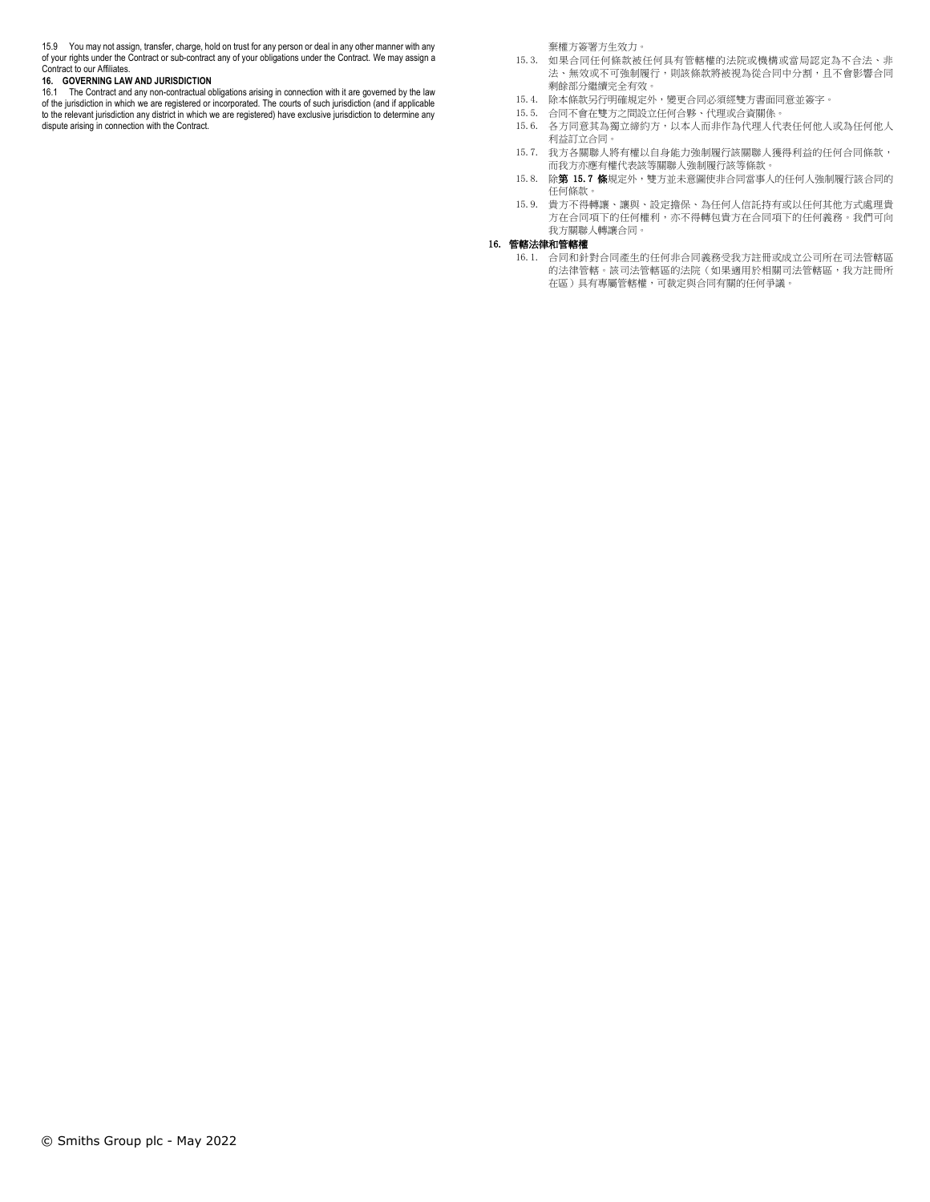15.9 You may not assign, transfer, charge, hold on trust for any person or deal in any other manner with any of your rights under the Contract or sub-contract any of your obligations under the Contract. We may assign a Contract to our Affiliates.

**16. GOVERNING LAW AND JURISDICTION**

16.1 The Contract and any non-contractual obligations arising in connection with it are governed by the law of the jurisdiction in which we are registered or incorporated. The courts of such jurisdiction (and if applicable to the relevant jurisdiction any district in which we are registered) have exclusive jurisdiction to determine any dispute arising in connection with the Contract.

棄權方簽署方生效。

15.3. 如果合同任何條款被任何具有管轄權的法院或機構或當局認定為不合法、非法、無效或不可強制履行，則該條款將被視為從合同中分割，且不會影響合同剩餘部分繼續完全有效。

15.4. 除本條款另行明確規定外，變更合同必須經雙方書面同意並簽字。

15.5. 合同不會在雙方之間設立任何合夥、代理或合資關係。

15.6. 各方同意其為獨立締約方，以本人而非作為代理人代表任何他人或為任何他人利益訂立合同。

15.7. 我方各關聯人將有權以自身能力強制履行該關聯人獲得利益的任何合同條款，而我方亦應有權代表該等關聯人強制履行該等條款。

15.8. 除**第 15.7 條**規定外，雙方並未意圖使非合同當事人的任何人強制履行該合同的任何條款。

15.9. 貴方不得轉讓、讓與、設定擔保、為任何人信託持有或以任何其他方式處理貴方在合同項下的任何權利，亦不得轉包貴方在合同項下的任何義務。我們可向我方關聯人轉讓合同。

**16. 管轄法律和管轄權**

16.1. 合同和針對合同產生的任何非合同義務受我方註冊或成立公司所在司法管轄區的法律管轄。該司法管轄區的法院（如果適用於相關司法管轄區，我方註冊所在區）具有專屬管轄權，可裁定與合同有關的任何爭議。

© Smiths Group plc - May 2022